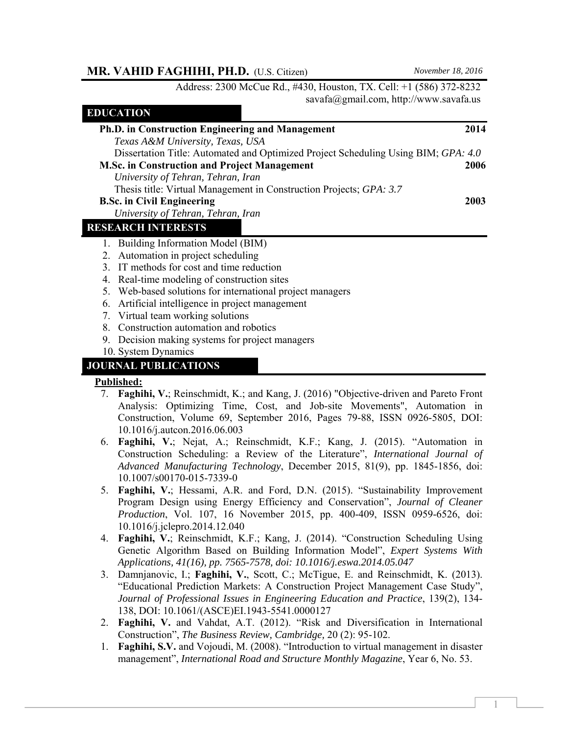# MR. VAHID FAGHIHI, PH.D. (U.S. Citizen)

*November 18, 2016*

Address: 2300 McCue Rd., #430, Houston, TX. Cell: +1 (586) 372-8232
savafa@gmail.com, http://www.savafa.us

## EDUCATION

**Ph.D. in Construction Engineering and Management** **2014**
*Texas A&M University, Texas, USA*
Dissertation Title: Automated and Optimized Project Scheduling Using BIM; *GPA: 4.0*

**M.Sc. in Construction and Project Management** **2006**
*University of Tehran, Tehran, Iran*
Thesis title: Virtual Management in Construction Projects; *GPA: 3.7*

**B.Sc. in Civil Engineering** **2003**
*University of Tehran, Tehran, Iran*

## RESEARCH INTERESTS

1. Building Information Model (BIM)
2. Automation in project scheduling
3. IT methods for cost and time reduction
4. Real-time modeling of construction sites
5. Web-based solutions for international project managers
6. Artificial intelligence in project management
7. Virtual team working solutions
8. Construction automation and robotics
9. Decision making systems for project managers
10. System Dynamics

## JOURNAL PUBLICATIONS

**Published:**

7. **Faghihi, V.**; Reinschmidt, K.; and Kang, J. (2016) "Objective-driven and Pareto Front Analysis: Optimizing Time, Cost, and Job-site Movements", Automation in Construction, Volume 69, September 2016, Pages 79-88, ISSN 0926-5805, DOI: 10.1016/j.autcon.2016.06.003
6. **Faghihi, V.**; Nejat, A.; Reinschmidt, K.F.; Kang, J. (2015). "Automation in Construction Scheduling: a Review of the Literature", *International Journal of Advanced Manufacturing Technology*, December 2015, 81(9), pp. 1845-1856, doi: 10.1007/s00170-015-7339-0
5. **Faghihi, V.**; Hessami, A.R. and Ford, D.N. (2015). "Sustainability Improvement Program Design using Energy Efficiency and Conservation", *Journal of Cleaner Production*, Vol. 107, 16 November 2015, pp. 400-409, ISSN 0959-6526, doi: 10.1016/j.jclepro.2014.12.040
4. **Faghihi, V.**; Reinschmidt, K.F.; Kang, J. (2014). "Construction Scheduling Using Genetic Algorithm Based on Building Information Model", *Expert Systems With Applications, 41(16), pp. 7565-7578, doi: 10.1016/j.eswa.2014.05.047*
3. Damnjanovic, I.; **Faghihi, V.**, Scott, C.; McTigue, E. and Reinschmidt, K. (2013). "Educational Prediction Markets: A Construction Project Management Case Study", *Journal of Professional Issues in Engineering Education and Practice*, 139(2), 134-138, DOI: 10.1061/(ASCE)EI.1943-5541.0000127
2. **Faghihi, V.** and Vahdat, A.T. (2012). "Risk and Diversification in International Construction", *The Business Review, Cambridge*, 20 (2): 95-102.
1. **Faghihi, S.V.** and Vojoudi, M. (2008). "Introduction to virtual management in disaster management", *International Road and Structure Monthly Magazine*, Year 6, No. 53.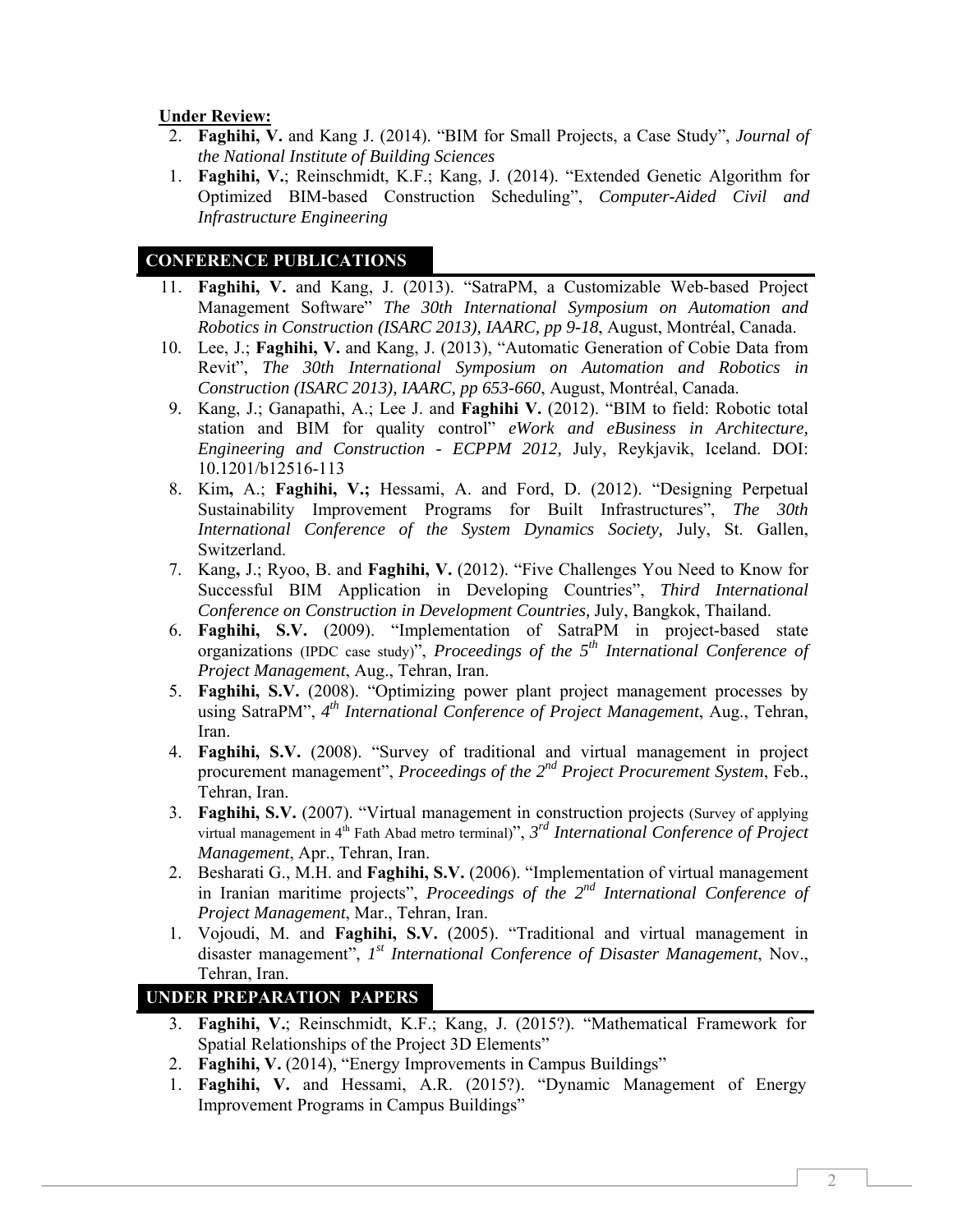**Under Review:**

2. **Faghihi, V.** and Kang J. (2014). "BIM for Small Projects, a Case Study", *Journal of the National Institute of Building Sciences*
1. **Faghihi, V.**; Reinschmidt, K.F.; Kang, J. (2014). "Extended Genetic Algorithm for Optimized BIM-based Construction Scheduling", *Computer-Aided Civil and Infrastructure Engineering*

## CONFERENCE PUBLICATIONS

11. **Faghihi, V.** and Kang, J. (2013). "SatraPM, a Customizable Web-based Project Management Software" *The 30th International Symposium on Automation and Robotics in Construction (ISARC 2013), IAARC, pp 9-18*, August, Montréal, Canada.
10. Lee, J.; **Faghihi, V.** and Kang, J. (2013), "Automatic Generation of Cobie Data from Revit", *The 30th International Symposium on Automation and Robotics in Construction (ISARC 2013), IAARC, pp 653-660*, August, Montréal, Canada.
9. Kang, J.; Ganapathi, A.; Lee J. and **Faghihi V.** (2012). "BIM to field: Robotic total station and BIM for quality control" *eWork and eBusiness in Architecture, Engineering and Construction - ECPPM 2012,* July, Reykjavik, Iceland. DOI: 10.1201/b12516-113
8. Kim**,** A.; **Faghihi, V.;** Hessami, A. and Ford, D. (2012). "Designing Perpetual Sustainability Improvement Programs for Built Infrastructures", *The 30th International Conference of the System Dynamics Society,* July, St. Gallen, Switzerland.
7. Kang**,** J.; Ryoo, B. and **Faghihi, V.** (2012). "Five Challenges You Need to Know for Successful BIM Application in Developing Countries", *Third International Conference on Construction in Development Countries,* July, Bangkok, Thailand.
6. **Faghihi, S.V.** (2009). "Implementation of SatraPM in project-based state organizations (IPDC case study)", *Proceedings of the 5th International Conference of Project Management*, Aug., Tehran, Iran.
5. **Faghihi, S.V.** (2008). "Optimizing power plant project management processes by using SatraPM", *4th International Conference of Project Management*, Aug., Tehran, Iran.
4. **Faghihi, S.V.** (2008). "Survey of traditional and virtual management in project procurement management", *Proceedings of the 2nd Project Procurement System*, Feb., Tehran, Iran.
3. **Faghihi, S.V.** (2007). "Virtual management in construction projects (Survey of applying virtual management in 4th Fath Abad metro terminal)", *3rd International Conference of Project Management*, Apr., Tehran, Iran.
2. Besharati G., M.H. and **Faghihi, S.V.** (2006). "Implementation of virtual management in Iranian maritime projects", *Proceedings of the 2nd International Conference of Project Management*, Mar., Tehran, Iran.
1. Vojoudi, M. and **Faghihi, S.V.** (2005). "Traditional and virtual management in disaster management", *1st International Conference of Disaster Management*, Nov., Tehran, Iran.

## UNDER PREPARATION PAPERS

3. **Faghihi, V.**; Reinschmidt, K.F.; Kang, J. (2015?). "Mathematical Framework for Spatial Relationships of the Project 3D Elements"
2. **Faghihi, V.** (2014), "Energy Improvements in Campus Buildings"
1. **Faghihi, V.** and Hessami, A.R. (2015?). "Dynamic Management of Energy Improvement Programs in Campus Buildings"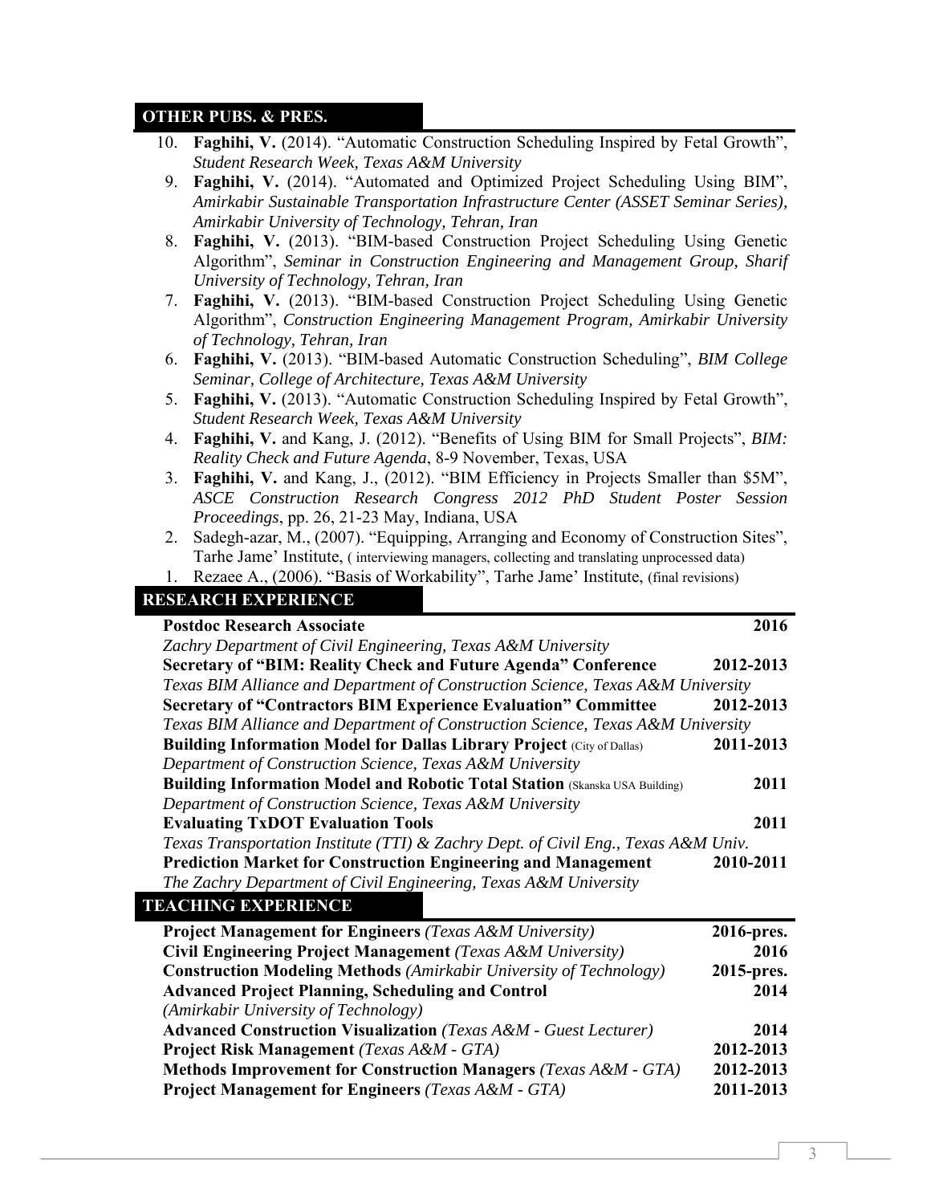## OTHER PUBS. & PRES.

10. **Faghihi, V.** (2014). "Automatic Construction Scheduling Inspired by Fetal Growth", *Student Research Week, Texas A&M University*
9. **Faghihi, V.** (2014). "Automated and Optimized Project Scheduling Using BIM", *Amirkabir Sustainable Transportation Infrastructure Center (ASSET Seminar Series), Amirkabir University of Technology, Tehran, Iran*
8. **Faghihi, V.** (2013). "BIM-based Construction Project Scheduling Using Genetic Algorithm", *Seminar in Construction Engineering and Management Group, Sharif University of Technology, Tehran, Iran*
7. **Faghihi, V.** (2013). "BIM-based Construction Project Scheduling Using Genetic Algorithm", *Construction Engineering Management Program, Amirkabir University of Technology, Tehran, Iran*
6. **Faghihi, V.** (2013). "BIM-based Automatic Construction Scheduling", *BIM College Seminar, College of Architecture, Texas A&M University*
5. **Faghihi, V.** (2013). "Automatic Construction Scheduling Inspired by Fetal Growth", *Student Research Week, Texas A&M University*
4. **Faghihi, V.** and Kang, J. (2012). "Benefits of Using BIM for Small Projects", *BIM: Reality Check and Future Agenda*, 8-9 November, Texas, USA
3. **Faghihi, V.** and Kang, J., (2012). "BIM Efficiency in Projects Smaller than $5M", *ASCE Construction Research Congress 2012 PhD Student Poster Session Proceedings*, pp. 26, 21-23 May, Indiana, USA
2. Sadegh-azar, M., (2007). "Equipping, Arranging and Economy of Construction Sites", Tarhe Jame' Institute, ( interviewing managers, collecting and translating unprocessed data)
1. Rezaee A., (2006). "Basis of Workability", Tarhe Jame' Institute, (final revisions)

## RESEARCH EXPERIENCE

**Postdoc Research Associate** — **2016**
*Zachry Department of Civil Engineering, Texas A&M University*

**Secretary of "BIM: Reality Check and Future Agenda" Conference** — **2012-2013**
*Texas BIM Alliance and Department of Construction Science, Texas A&M University*

**Secretary of "Contractors BIM Experience Evaluation" Committee** — **2012-2013**
*Texas BIM Alliance and Department of Construction Science, Texas A&M University*

**Building Information Model for Dallas Library Project** (City of Dallas) — **2011-2013**
*Department of Construction Science, Texas A&M University*

**Building Information Model and Robotic Total Station** (Skanska USA Building) — **2011**
*Department of Construction Science, Texas A&M University*

**Evaluating TxDOT Evaluation Tools** — **2011**
*Texas Transportation Institute (TTI) & Zachry Dept. of Civil Eng., Texas A&M Univ.*

**Prediction Market for Construction Engineering and Management** — **2010-2011**
*The Zachry Department of Civil Engineering, Texas A&M University*

## TEACHING EXPERIENCE

**Project Management for Engineers** *(Texas A&M University)* — **2016-pres.**
**Civil Engineering Project Management** *(Texas A&M University)* — **2016**
**Construction Modeling Methods** *(Amirkabir University of Technology)* — **2015-pres.**
**Advanced Project Planning, Scheduling and Control** *(Amirkabir University of Technology)* — **2014**
**Advanced Construction Visualization** *(Texas A&M - Guest Lecturer)* — **2014**
**Project Risk Management** *(Texas A&M - GTA)* — **2012-2013**
**Methods Improvement for Construction Managers** *(Texas A&M - GTA)* — **2012-2013**
**Project Management for Engineers** *(Texas A&M - GTA)* — **2011-2013**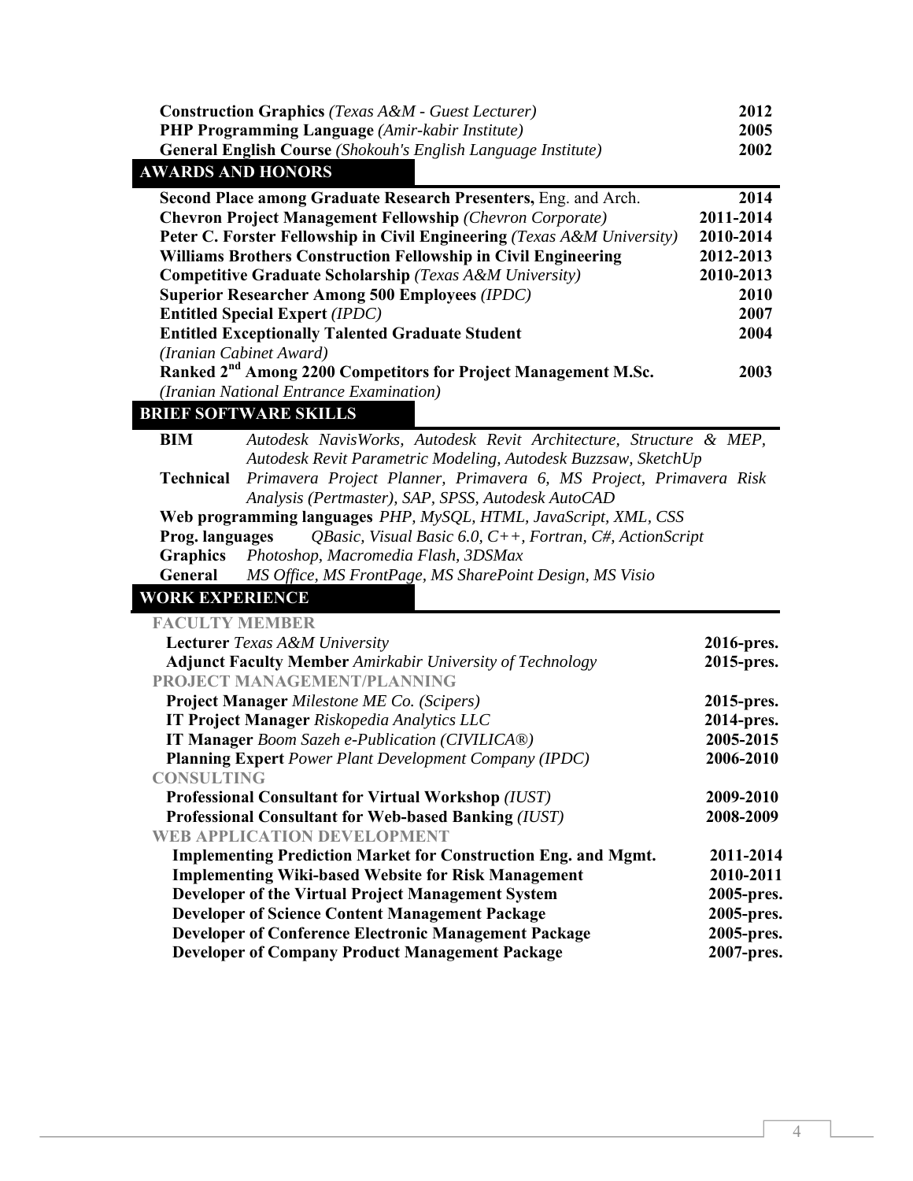**Construction Graphics** *(Texas A&M - Guest Lecturer)* **2012**
**PHP Programming Language** *(Amir-kabir Institute)* **2005**
**General English Course** *(Shokouh's English Language Institute)* **2002**

## AWARDS AND HONORS

| | |
|---|---|
| **Second Place among Graduate Research Presenters,** Eng. and Arch. | **2014** |
| **Chevron Project Management Fellowship** *(Chevron Corporate)* | **2011-2014** |
| **Peter C. Forster Fellowship in Civil Engineering** *(Texas A&M University)* | **2010-2014** |
| **Williams Brothers Construction Fellowship in Civil Engineering** | **2012-2013** |
| **Competitive Graduate Scholarship** *(Texas A&M University)* | **2010-2013** |
| **Superior Researcher Among 500 Employees** *(IPDC)* | **2010** |
| **Entitled Special Expert** *(IPDC)* | **2007** |
| **Entitled Exceptionally Talented Graduate Student** *(Iranian Cabinet Award)* | **2004** |
| **Ranked 2nd Among 2200 Competitors for Project Management M.Sc.** *(Iranian National Entrance Examination)* | **2003** |

## BRIEF SOFTWARE SKILLS

**BIM** *Autodesk NavisWorks, Autodesk Revit Architecture, Structure & MEP, Autodesk Revit Parametric Modeling, Autodesk Buzzsaw, SketchUp*

**Technical** *Primavera Project Planner, Primavera 6, MS Project, Primavera Risk Analysis (Pertmaster), SAP, SPSS, Autodesk AutoCAD*

**Web programming languages** *PHP, MySQL, HTML, JavaScript, XML, CSS*

**Prog. languages** *QBasic, Visual Basic 6.0, C++, Fortran, C#, ActionScript*

**Graphics** *Photoshop, Macromedia Flash, 3DSMax*

**General** *MS Office, MS FrontPage, MS SharePoint Design, MS Visio*

## WORK EXPERIENCE

### FACULTY MEMBER

| | |
|---|---|
| **Lecturer** *Texas A&M University* | **2016-pres.** |
| **Adjunct Faculty Member** *Amirkabir University of Technology* | **2015-pres.** |

### PROJECT MANAGEMENT/PLANNING

| | |
|---|---|
| **Project Manager** *Milestone ME Co. (Scipers)* | **2015-pres.** |
| **IT Project Manager** *Riskopedia Analytics LLC* | **2014-pres.** |
| **IT Manager** *Boom Sazeh e-Publication (CIVILICA®)* | **2005-2015** |
| **Planning Expert** *Power Plant Development Company (IPDC)* | **2006-2010** |

### CONSULTING

| | |
|---|---|
| **Professional Consultant for Virtual Workshop** *(IUST)* | **2009-2010** |
| **Professional Consultant for Web-based Banking** *(IUST)* | **2008-2009** |

### WEB APPLICATION DEVELOPMENT

| | |
|---|---|
| **Implementing Prediction Market for Construction Eng. and Mgmt.** | **2011-2014** |
| **Implementing Wiki-based Website for Risk Management** | **2010-2011** |
| **Developer of the Virtual Project Management System** | **2005-pres.** |
| **Developer of Science Content Management Package** | **2005-pres.** |
| **Developer of Conference Electronic Management Package** | **2005-pres.** |
| **Developer of Company Product Management Package** | **2007-pres.** |